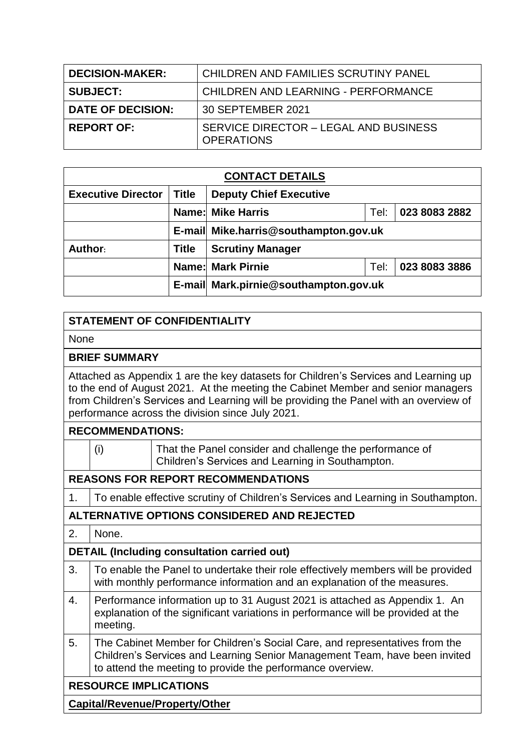| DECISION-MAKER: | CHILDREN AND FAMILIES SCRUTINY PANEL |
|---|---|
| SUBJECT: | CHILDREN AND LEARNING - PERFORMANCE |
| DATE OF DECISION: | 30 SEPTEMBER 2021 |
| REPORT OF: | SERVICE DIRECTOR – LEGAL AND BUSINESS OPERATIONS |

| CONTACT DETAILS | | | | |
|---|---|---|---|---|
| **Executive Director** | **Title** | **Deputy Chief Executive** | | |
| | **Name:** | **Mike Harris** | Tel: | **023 8083 2882** |
| | **E-mail** | **Mike.harris@southampton.gov.uk** | | |
| **Author:** | **Title** | **Scrutiny Manager** | | |
| | **Name:** | **Mark Pirnie** | Tel: | **023 8083 3886** |
| | **E-mail** | **Mark.pirnie@southampton.gov.uk** | | |

**STATEMENT OF CONFIDENTIALITY**

None

**BRIEF SUMMARY**

Attached as Appendix 1 are the key datasets for Children's Services and Learning up to the end of August 2021. At the meeting the Cabinet Member and senior managers from Children's Services and Learning will be providing the Panel with an overview of performance across the division since July 2021.

**RECOMMENDATIONS:**

| | |
|---|---|
| (i) | That the Panel consider and challenge the performance of Children's Services and Learning in Southampton. |

**REASONS FOR REPORT RECOMMENDATIONS**

| | |
|---|---|
| 1. | To enable effective scrutiny of Children's Services and Learning in Southampton. |

**ALTERNATIVE OPTIONS CONSIDERED AND REJECTED**

| | |
|---|---|
| 2. | None. |

**DETAIL (Including consultation carried out)**

| | |
|---|---|
| 3. | To enable the Panel to undertake their role effectively members will be provided with monthly performance information and an explanation of the measures. |
| 4. | Performance information up to 31 August 2021 is attached as Appendix 1. An explanation of the significant variations in performance will be provided at the meeting. |
| 5. | The Cabinet Member for Children's Social Care, and representatives from the Children's Services and Learning Senior Management Team, have been invited to attend the meeting to provide the performance overview. |

**RESOURCE IMPLICATIONS**

**Capital/Revenue/Property/Other**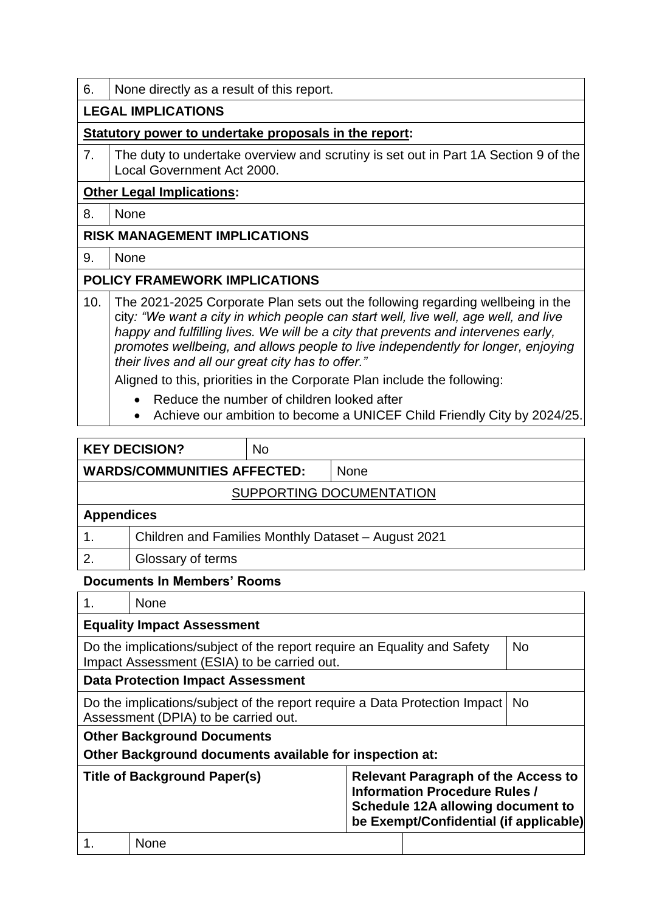| | |
|---|---|
| 6. | None directly as a result of this report. |
| **LEGAL IMPLICATIONS** | |
| **Statutory power to undertake proposals in the report:** | |
| 7. | The duty to undertake overview and scrutiny is set out in Part 1A Section 9 of the Local Government Act 2000. |
| **Other Legal Implications:** | |
| 8. | None |
| **RISK MANAGEMENT IMPLICATIONS** | |
| 9. | None |
| **POLICY FRAMEWORK IMPLICATIONS** | |
| 10. | The 2021-2025 Corporate Plan sets out the following regarding wellbeing in the city*: "We want a city in which people can start well, live well, age well, and live happy and fulfilling lives. We will be a city that prevents and intervenes early, promotes wellbeing, and allows people to live independently for longer, enjoying their lives and all our great city has to offer."* Aligned to this, priorities in the Corporate Plan include the following: <br>• Reduce the number of children looked after <br>• Achieve our ambition to become a UNICEF Child Friendly City by 2024/25. |

| | | | |
|---|---|---|---|
| **KEY DECISION?** | No | | |
| **WARDS/COMMUNITIES AFFECTED:** | | None | |
| SUPPORTING DOCUMENTATION | | | |

**Appendices**

| | |
|---|---|
| 1. | Children and Families Monthly Dataset – August 2021 |
| 2. | Glossary of terms |

**Documents In Members' Rooms**

| | |
|---|---|
| 1. | None |

**Equality Impact Assessment**

| | |
|---|---|
| Do the implications/subject of the report require an Equality and Safety Impact Assessment (ESIA) to be carried out. | No |

**Data Protection Impact Assessment**

| | |
|---|---|
| Do the implications/subject of the report require a Data Protection Impact Assessment (DPIA) to be carried out. | No |

**Other Background Documents**

**Other Background documents available for inspection at:**

| **Title of Background Paper(s)** | | **Relevant Paragraph of the Access to Information Procedure Rules / Schedule 12A allowing document to be Exempt/Confidential (if applicable)** |
|---|---|---|
| 1. | None | |